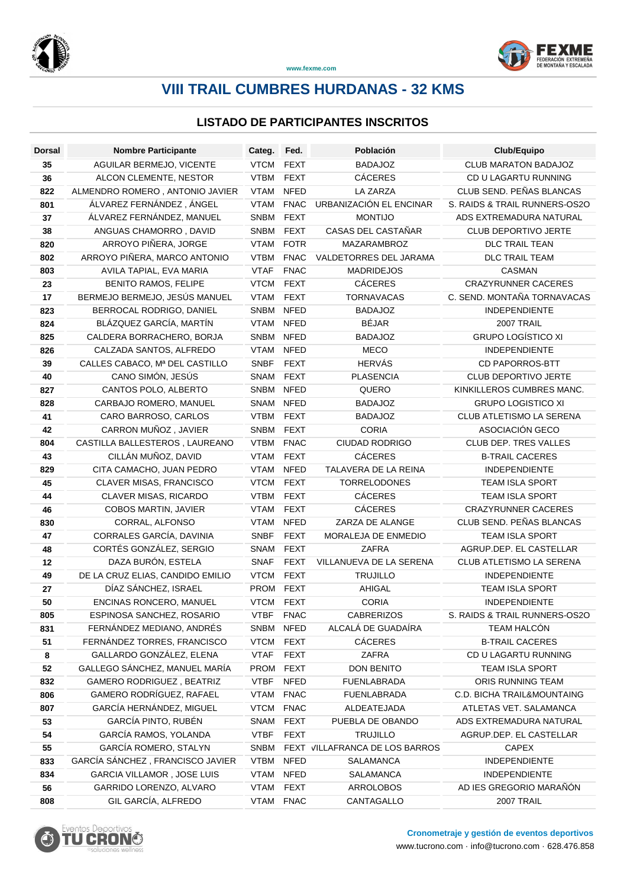# VIII TRAIL CUMBRES HURDANAS - 32 KMS

## LISTADO DE PARTICIPANTES INSCRITOS

| Dorsal | Nombre Participante | Categ. | Fed. | Población | Club/Equipo |
|---|---|---|---|---|---|
| 35 | AGUILAR BERMEJO, VICENTE | VTCM | FEXT | BADAJOZ | CLUB MARATON BADAJOZ |
| 36 | ALCON CLEMENTE, NESTOR | VTBM | FEXT | CÁCERES | CD U LAGARTU RUNNING |
| 822 | ALMENDRO ROMERO , ANTONIO JAVIER | VTAM | NFED | LA ZARZA | CLUB SEND. PEÑAS BLANCAS |
| 801 | ÁLVAREZ FERNÁNDEZ , ÁNGEL | VTAM | FNAC | URBANIZACIÓN EL ENCINAR | S. RAIDS & TRAIL RUNNERS-OS2O |
| 37 | ÁLVAREZ FERNÁNDEZ, MANUEL | SNBM | FEXT | MONTIJO | ADS EXTREMADURA NATURAL |
| 38 | ANGUAS CHAMORRO , DAVID | SNBM | FEXT | CASAS DEL CASTAÑAR | CLUB DEPORTIVO JERTE |
| 820 | ARROYO PIÑERA, JORGE | VTAM | FOTR | MAZARAMBROZ | DLC TRAIL TEAN |
| 802 | ARROYO PIÑERA, MARCO ANTONIO | VTBM | FNAC | VALDETORRES DEL JARAMA | DLC TRAIL TEAM |
| 803 | AVILA TAPIAL, EVA MARIA | VTAF | FNAC | MADRIDEJOS | CASMAN |
| 23 | BENITO RAMOS, FELIPE | VTCM | FEXT | CÁCERES | CRAZYRUNNER CACERES |
| 17 | BERMEJO BERMEJO, JESÚS MANUEL | VTAM | FEXT | TORNAVACAS | C. SEND. MONTAÑA TORNAVACAS |
| 823 | BERROCAL RODRIGO, DANIEL | SNBM | NFED | BADAJOZ | INDEPENDIENTE |
| 824 | BLÁZQUEZ GARCÍA, MARTÍN | VTAM | NFED | BÉJAR | 2007 TRAIL |
| 825 | CALDERA BORRACHERO, BORJA | SNBM | NFED | BADAJOZ | GRUPO LOGÍSTICO XI |
| 826 | CALZADA SANTOS, ALFREDO | VTAM | NFED | MECO | INDEPENDIENTE |
| 39 | CALLES CABACO, Mª DEL CASTILLO | SNBF | FEXT | HERVÁS | CD PAPORROS-BTT |
| 40 | CANO SIMÓN, JESÚS | SNAM | FEXT | PLASENCIA | CLUB DEPORTIVO JERTE |
| 827 | CANTOS POLO, ALBERTO | SNBM | NFED | QUERO | KINKILLEROS CUMBRES MANC. |
| 828 | CARBAJO ROMERO, MANUEL | SNAM | NFED | BADAJOZ | GRUPO LOGISTICO XI |
| 41 | CARO BARROSO, CARLOS | VTBM | FEXT | BADAJOZ | CLUB ATLETISMO LA SERENA |
| 42 | CARRON MUÑOZ , JAVIER | SNBM | FEXT | CORIA | ASOCIACIÓN GECO |
| 804 | CASTILLA BALLESTEROS , LAUREANO | VTBM | FNAC | CIUDAD RODRIGO | CLUB DEP. TRES VALLES |
| 43 | CILLÁN MUÑOZ, DAVID | VTAM | FEXT | CÁCERES | B-TRAIL CACERES |
| 829 | CITA CAMACHO, JUAN PEDRO | VTAM | NFED | TALAVERA DE LA REINA | INDEPENDIENTE |
| 45 | CLAVER MISAS, FRANCISCO | VTCM | FEXT | TORRELODONES | TEAM ISLA SPORT |
| 44 | CLAVER MISAS, RICARDO | VTBM | FEXT | CÁCERES | TEAM ISLA SPORT |
| 46 | COBOS MARTIN, JAVIER | VTAM | FEXT | CÁCERES | CRAZYRUNNER CACERES |
| 830 | CORRAL, ALFONSO | VTAM | NFED | ZARZA DE ALANGE | CLUB SEND. PEÑAS BLANCAS |
| 47 | CORRALES GARCÍA, DAVINIA | SNBF | FEXT | MORALEJA DE ENMEDIO | TEAM ISLA SPORT |
| 48 | CORTÉS GONZÁLEZ, SERGIO | SNAM | FEXT | ZAFRA | AGRUP.DEP. EL CASTELLAR |
| 12 | DAZA BURÓN, ESTELA | SNAF | FEXT | VILLANUEVA DE LA SERENA | CLUB ATLETISMO LA SERENA |
| 49 | DE LA CRUZ ELIAS, CANDIDO EMILIO | VTCM | FEXT | TRUJILLO | INDEPENDIENTE |
| 27 | DÍAZ SÁNCHEZ, ISRAEL | PROM | FEXT | AHIGAL | TEAM ISLA SPORT |
| 50 | ENCINAS RONCERO, MANUEL | VTCM | FEXT | CORIA | INDEPENDIENTE |
| 805 | ESPINOSA SANCHEZ, ROSARIO | VTBF | FNAC | CABRERIZOS | S. RAIDS & TRAIL RUNNERS-OS2O |
| 831 | FERNÁNDEZ MEDIANO, ANDRÉS | SNBM | NFED | ALCALÁ DE GUADAÍRA | TEAM HALCÓN |
| 51 | FERNÁNDEZ TORRES, FRANCISCO | VTCM | FEXT | CÁCERES | B-TRAIL CACERES |
| 8 | GALLARDO GONZÁLEZ, ELENA | VTAF | FEXT | ZAFRA | CD U LAGARTU RUNNING |
| 52 | GALLEGO SÁNCHEZ, MANUEL MARÍA | PROM | FEXT | DON BENITO | TEAM ISLA SPORT |
| 832 | GAMERO RODRIGUEZ , BEATRIZ | VTBF | NFED | FUENLABRADA | ORIS RUNNING TEAM |
| 806 | GAMERO RODRÍGUEZ, RAFAEL | VTAM | FNAC | FUENLABRADA | C.D. BICHA TRAIL&MOUNTAING |
| 807 | GARCÍA HERNÁNDEZ, MIGUEL | VTCM | FNAC | ALDEATEJADA | ATLETAS VET. SALAMANCA |
| 53 | GARCÍA PINTO, RUBÉN | SNAM | FEXT | PUEBLA DE OBANDO | ADS EXTREMADURA NATURAL |
| 54 | GARCÍA RAMOS, YOLANDA | VTBF | FEXT | TRUJILLO | AGRUP.DEP. EL CASTELLAR |
| 55 | GARCÍA ROMERO, STALYN | SNBM | FEXT | VILLAFRANCA DE LOS BARROS | CAPEX |
| 833 | GARCÍA SÁNCHEZ , FRANCISCO JAVIER | VTBM | NFED | SALAMANCA | INDEPENDIENTE |
| 834 | GARCIA VILLAMOR , JOSE LUIS | VTAM | NFED | SALAMANCA | INDEPENDIENTE |
| 56 | GARRIDO LORENZO, ALVARO | VTAM | FEXT | ARROLOBOS | AD IES GREGORIO MARAÑÓN |
| 808 | GIL GARCÍA, ALFREDO | VTAM | FNAC | CANTAGALLO | 2007 TRAIL |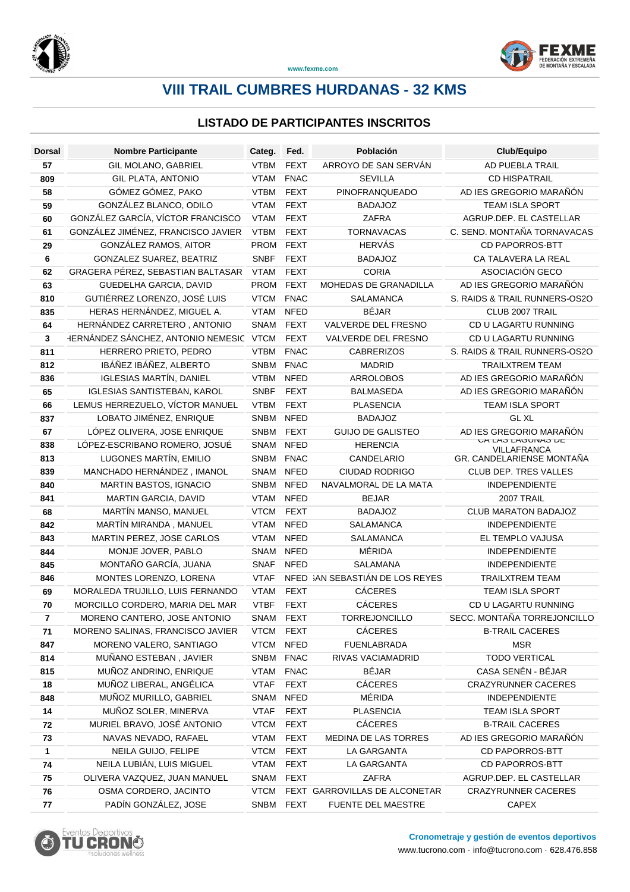# VIII TRAIL CUMBRES HURDANAS - 32 KMS

## LISTADO DE PARTICIPANTES INSCRITOS

| Dorsal | Nombre Participante | Categ. | Fed. | Población | Club/Equipo |
|---|---|---|---|---|---|
| 57 | GIL MOLANO, GABRIEL | VTBM | FEXT | ARROYO DE SAN SERVÁN | AD PUEBLA TRAIL |
| 809 | GIL PLATA, ANTONIO | VTAM | FNAC | SEVILLA | CD HISPATRAIL |
| 58 | GÓMEZ GÓMEZ, PAKO | VTBM | FEXT | PINOFRANQUEADO | AD IES GREGORIO MARAÑÓN |
| 59 | GONZÁLEZ BLANCO, ODILO | VTAM | FEXT | BADAJOZ | TEAM ISLA SPORT |
| 60 | GONZÁLEZ GARCÍA, VÍCTOR FRANCISCO | VTAM | FEXT | ZAFRA | AGRUP.DEP. EL CASTELLAR |
| 61 | GONZÁLEZ JIMÉNEZ, FRANCISCO JAVIER | VTBM | FEXT | TORNAVACAS | C. SEND. MONTAÑA TORNAVACAS |
| 29 | GONZÁLEZ RAMOS, AITOR | PROM | FEXT | HERVÁS | CD PAPORROS-BTT |
| 6 | GONZALEZ SUAREZ, BEATRIZ | SNBF | FEXT | BADAJOZ | CA TALAVERA LA REAL |
| 62 | GRAGERA PÉREZ, SEBASTIAN BALTASAR | VTAM | FEXT | CORIA | ASOCIACIÓN GECO |
| 63 | GUEDELHA GARCIA, DAVID | PROM | FEXT | MOHEDAS DE GRANADILLA | AD IES GREGORIO MARAÑÓN |
| 810 | GUTIÉRREZ LORENZO, JOSÉ LUIS | VTCM | FNAC | SALAMANCA | S. RAIDS & TRAIL RUNNERS-OS2O |
| 835 | HERAS HERNÁNDEZ, MIGUEL A. | VTAM | NFED | BÉJAR | CLUB 2007 TRAIL |
| 64 | HERNÁNDEZ CARRETERO , ANTONIO | SNAM | FEXT | VALVERDE DEL FRESNO | CD U LAGARTU RUNNING |
| 3 | HERNÁNDEZ SÁNCHEZ, ANTONIO NEMESIO | VTCM | FEXT | VALVERDE DEL FRESNO | CD U LAGARTU RUNNING |
| 811 | HERRERO PRIETO, PEDRO | VTBM | FNAC | CABRERIZOS | S. RAIDS & TRAIL RUNNERS-OS2O |
| 812 | IBÁÑEZ IBÁÑEZ, ALBERTO | SNBM | FNAC | MADRID | TRAILXTREM TEAM |
| 836 | IGLESIAS MARTÍN, DANIEL | VTBM | NFED | ARROLOBOS | AD IES GREGORIO MARAÑÓN |
| 65 | IGLESIAS SANTISTEBAN, KAROL | SNBF | FEXT | BALMASEDA | AD IES GREGORIO MARAÑÓN |
| 66 | LEMUS HERREZUELO, VÍCTOR MANUEL | VTBM | FEXT | PLASENCIA | TEAM ISLA SPORT |
| 837 | LOBATO JIMÉNEZ, ENRIQUE | SNBM | NFED | BADAJOZ | GL XL |
| 67 | LÓPEZ OLIVERA, JOSE ENRIQUE | SNBM | FEXT | GUIJO DE GALISTEO | AD IES GREGORIO MARAÑÓN |
| 838 | LÓPEZ-ESCRIBANO ROMERO, JOSUÉ | SNAM | NFED | HERENCIA | CA LAS LAGUNAS DE VILLAFRANCA |
| 813 | LUGONES MARTÍN, EMILIO | SNBM | FNAC | CANDELARIO | GR. CANDELARIENSE MONTAÑA |
| 839 | MANCHADO HERNÁNDEZ , IMANOL | SNAM | NFED | CIUDAD RODRIGO | CLUB DEP. TRES VALLES |
| 840 | MARTIN BASTOS, IGNACIO | SNBM | NFED | NAVALMORAL DE LA MATA | INDEPENDIENTE |
| 841 | MARTIN GARCIA, DAVID | VTAM | NFED | BEJAR | 2007 TRAIL |
| 68 | MARTÍN MANSO, MANUEL | VTCM | FEXT | BADAJOZ | CLUB MARATON BADAJOZ |
| 842 | MARTÍN MIRANDA , MANUEL | VTAM | NFED | SALAMANCA | INDEPENDIENTE |
| 843 | MARTIN PEREZ, JOSE CARLOS | VTAM | NFED | SALAMANCA | EL TEMPLO VAJUSA |
| 844 | MONJE JOVER, PABLO | SNAM | NFED | MÉRIDA | INDEPENDIENTE |
| 845 | MONTAÑO GARCÍA, JUANA | SNAF | NFED | SALAMANA | INDEPENDIENTE |
| 846 | MONTES LORENZO, LORENA | VTAF | NFED | SAN SEBASTIÁN DE LOS REYES | TRAILXTREM TEAM |
| 69 | MORALEDA TRUJILLO, LUIS FERNANDO | VTAM | FEXT | CÁCERES | TEAM ISLA SPORT |
| 70 | MORCILLO CORDERO, MARIA DEL MAR | VTBF | FEXT | CÁCERES | CD U LAGARTU RUNNING |
| 7 | MORENO CANTERO, JOSE ANTONIO | SNAM | FEXT | TORREJONCILLO | SECC. MONTAÑA TORREJONCILLO |
| 71 | MORENO SALINAS, FRANCISCO JAVIER | VTCM | FEXT | CÁCERES | B-TRAIL CACERES |
| 847 | MORENO VALERO, SANTIAGO | VTCM | NFED | FUENLABRADA | MSR |
| 814 | MUÑANO ESTEBAN , JAVIER | SNBM | FNAC | RIVAS VACIAMADRID | TODO VERTICAL |
| 815 | MUÑOZ ANDRINO, ENRIQUE | VTAM | FNAC | BÉJAR | CASA SENÉN - BÉJAR |
| 18 | MUÑOZ LIBERAL, ANGÉLICA | VTAF | FEXT | CÁCERES | CRAZYRUNNER CACERES |
| 848 | MUÑOZ MURILLO, GABRIEL | SNAM | NFED | MÉRIDA | INDEPENDIENTE |
| 14 | MUÑOZ SOLER, MINERVA | VTAF | FEXT | PLASENCIA | TEAM ISLA SPORT |
| 72 | MURIEL BRAVO, JOSÉ ANTONIO | VTCM | FEXT | CÁCERES | B-TRAIL CACERES |
| 73 | NAVAS NEVADO, RAFAEL | VTAM | FEXT | MEDINA DE LAS TORRES | AD IES GREGORIO MARAÑÓN |
| 1 | NEILA GUIJO, FELIPE | VTCM | FEXT | LA GARGANTA | CD PAPORROS-BTT |
| 74 | NEILA LUBIÁN, LUIS MIGUEL | VTAM | FEXT | LA GARGANTA | CD PAPORROS-BTT |
| 75 | OLIVERA VAZQUEZ, JUAN MANUEL | SNAM | FEXT | ZAFRA | AGRUP.DEP. EL CASTELLAR |
| 76 | OSMA CORDERO, JACINTO | VTCM | FEXT | GARROVILLAS DE ALCONETAR | CRAZYRUNNER CACERES |
| 77 | PADÍN GONZÁLEZ, JOSE | SNBM | FEXT | FUENTE DEL MAESTRE | CAPEX |

**Cronometraje y gestión de eventos deportivos**
www.tucrono.com · info@tucrono.com · 628.476.858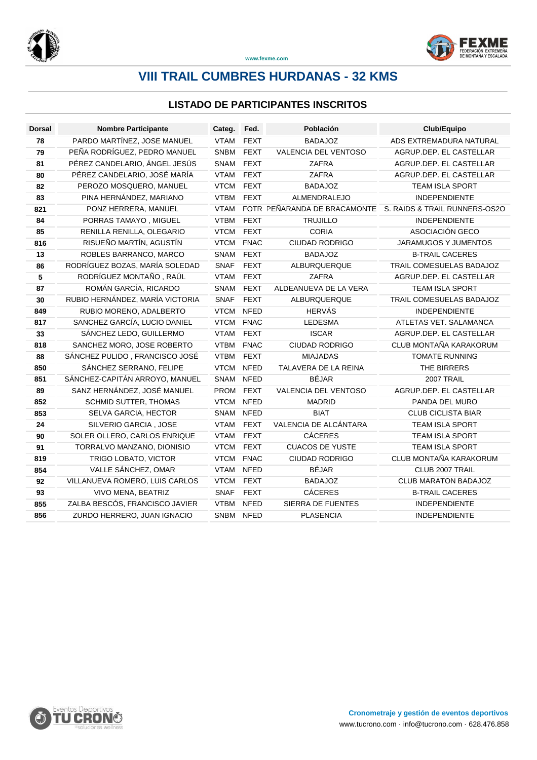www.fexme.com

# VIII TRAIL CUMBRES HURDANAS - 32 KMS

## LISTADO DE PARTICIPANTES INSCRITOS

| Dorsal | Nombre Participante | Categ. | Fed. | Población | Club/Equipo |
|---|---|---|---|---|---|
| 78 | PARDO MARTÍNEZ, JOSE MANUEL | VTAM | FEXT | BADAJOZ | ADS EXTREMADURA NATURAL |
| 79 | PEÑA RODRÍGUEZ, PEDRO MANUEL | SNBM | FEXT | VALENCIA DEL VENTOSO | AGRUP.DEP. EL CASTELLAR |
| 81 | PÉREZ CANDELARIO, ÁNGEL JESÚS | SNAM | FEXT | ZAFRA | AGRUP.DEP. EL CASTELLAR |
| 80 | PÉREZ CANDELARIO, JOSÉ MARÍA | VTAM | FEXT | ZAFRA | AGRUP.DEP. EL CASTELLAR |
| 82 | PEROZO MOSQUERO, MANUEL | VTCM | FEXT | BADAJOZ | TEAM ISLA SPORT |
| 83 | PINA HERNÁNDEZ, MARIANO | VTBM | FEXT | ALMENDRALEJO | INDEPENDIENTE |
| 821 | PONZ HERRERA, MANUEL | VTAM | FOTR | PEÑARANDA DE BRACAMONTE | S. RAIDS & TRAIL RUNNERS-OS2O |
| 84 | PORRAS TAMAYO , MIGUEL | VTBM | FEXT | TRUJILLO | INDEPENDIENTE |
| 85 | RENILLA RENILLA, OLEGARIO | VTCM | FEXT | CORIA | ASOCIACIÓN GECO |
| 816 | RISUEÑO MARTÍN, AGUSTÍN | VTCM | FNAC | CIUDAD RODRIGO | JARAMUGOS Y JUMENTOS |
| 13 | ROBLES BARRANCO, MARCO | SNAM | FEXT | BADAJOZ | B-TRAIL CACERES |
| 86 | RODRÍGUEZ BOZAS, MARÍA SOLEDAD | SNAF | FEXT | ALBURQUERQUE | TRAIL COMESUELAS BADAJOZ |
| 5 | RODRÍGUEZ MONTAÑO , RAÚL | VTAM | FEXT | ZAFRA | AGRUP.DEP. EL CASTELLAR |
| 87 | ROMÁN GARCÍA, RICARDO | SNAM | FEXT | ALDEANUEVA DE LA VERA | TEAM ISLA SPORT |
| 30 | RUBIO HERNÁNDEZ, MARÍA VICTORIA | SNAF | FEXT | ALBURQUERQUE | TRAIL COMESUELAS BADAJOZ |
| 849 | RUBIO MORENO, ADALBERTO | VTCM | NFED | HERVÁS | INDEPENDIENTE |
| 817 | SANCHEZ GARCÍA, LUCIO DANIEL | VTCM | FNAC | LEDESMA | ATLETAS VET. SALAMANCA |
| 33 | SÁNCHEZ LEDO, GUILLERMO | VTAM | FEXT | ISCAR | AGRUP.DEP. EL CASTELLAR |
| 818 | SANCHEZ MORO, JOSE ROBERTO | VTBM | FNAC | CIUDAD RODRIGO | CLUB MONTAÑA KARAKORUM |
| 88 | SÁNCHEZ PULIDO , FRANCISCO JOSÉ | VTBM | FEXT | MIAJADAS | TOMATE RUNNING |
| 850 | SÁNCHEZ SERRANO, FELIPE | VTCM | NFED | TALAVERA DE LA REINA | THE BIRRERS |
| 851 | SÁNCHEZ-CAPITÁN ARROYO, MANUEL | SNAM | NFED | BÉJAR | 2007 TRAIL |
| 89 | SANZ HERNÁNDEZ, JOSÉ MANUEL | PROM | FEXT | VALENCIA DEL VENTOSO | AGRUP.DEP. EL CASTELLAR |
| 852 | SCHMID SUTTER, THOMAS | VTCM | NFED | MADRID | PANDA DEL MURO |
| 853 | SELVA GARCIA, HECTOR | SNAM | NFED | BIAT | CLUB CICLISTA BIAR |
| 24 | SILVERIO GARCIA , JOSE | VTAM | FEXT | VALENCIA DE ALCÁNTARA | TEAM ISLA SPORT |
| 90 | SOLER OLLERO, CARLOS ENRIQUE | VTAM | FEXT | CÁCERES | TEAM ISLA SPORT |
| 91 | TORRALVO MANZANO, DIONISIO | VTCM | FEXT | CUACOS DE YUSTE | TEAM ISLA SPORT |
| 819 | TRIGO LOBATO, VICTOR | VTCM | FNAC | CIUDAD RODRIGO | CLUB MONTAÑA KARAKORUM |
| 854 | VALLE SÁNCHEZ, OMAR | VTAM | NFED | BÉJAR | CLUB 2007 TRAIL |
| 92 | VILLANUEVA ROMERO, LUIS CARLOS | VTCM | FEXT | BADAJOZ | CLUB MARATON BADAJOZ |
| 93 | VIVO MENA, BEATRIZ | SNAF | FEXT | CÁCERES | B-TRAIL CACERES |
| 855 | ZALBA BESCÓS, FRANCISCO JAVIER | VTBM | NFED | SIERRA DE FUENTES | INDEPENDIENTE |
| 856 | ZURDO HERRERO, JUAN IGNACIO | SNBM | NFED | PLASENCIA | INDEPENDIENTE |

**Cronometraje y gestión de eventos deportivos**
www.tucrono.com · info@tucrono.com · 628.476.858